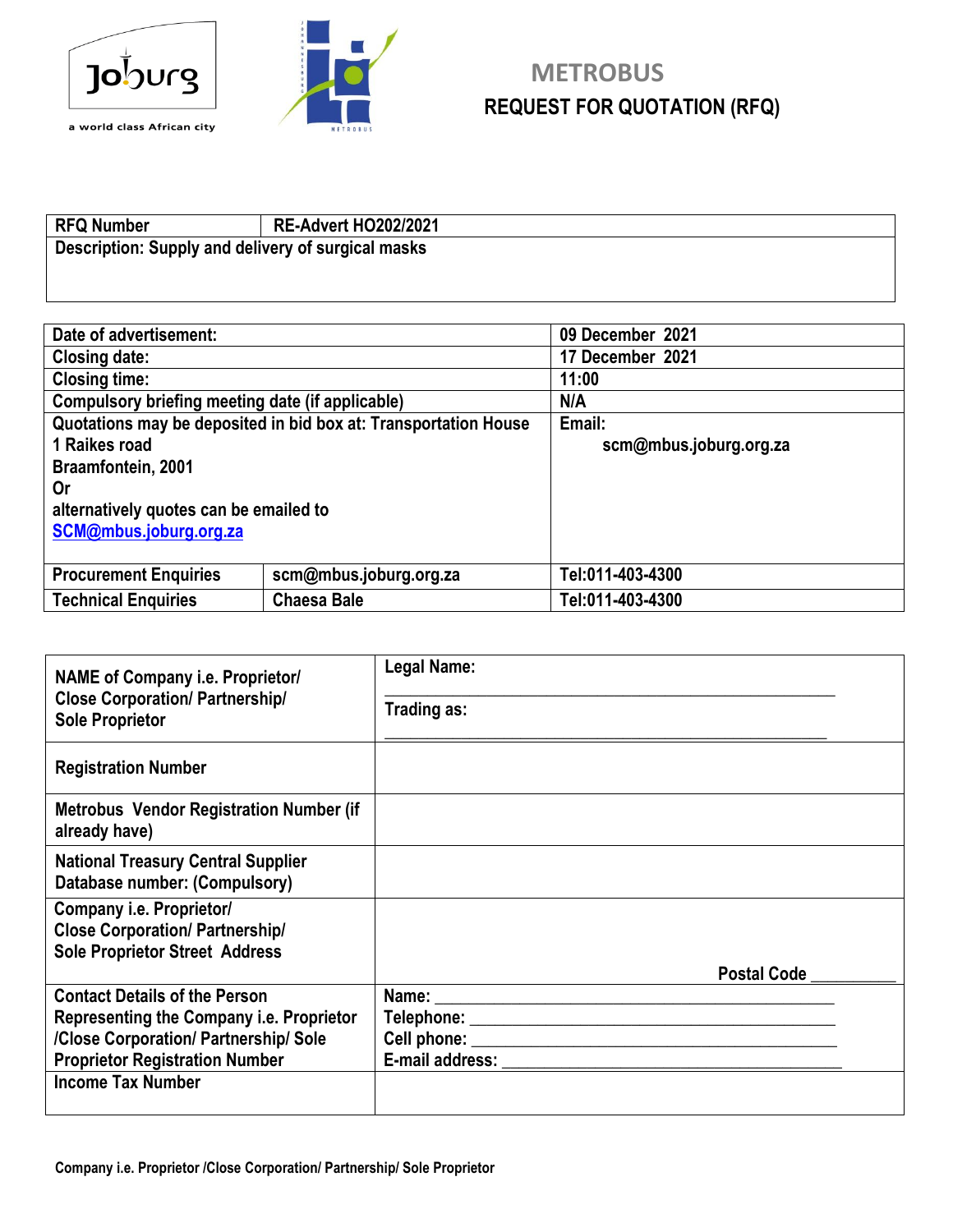# METROBUS

## REQUEST FOR QUOTATION (RFQ)

| RFQ Number | RE-Advert HO202/2021 |
|---|---|
| **Description: Supply and delivery of surgical masks** | |

| | | |
|---|---|---|
| **Date of advertisement:** | | **09 December 2021** |
| **Closing date:** | | **17 December 2021** |
| **Closing time:** | | **11:00** |
| **Compulsory briefing meeting date (if applicable)** | | **N/A** |
| **Quotations may be deposited in bid box at: Transportation House 1 Raikes road Braamfontein, 2001 Or alternatively quotes can be emailed to SCM@mbus.joburg.org.za** | | **Email: scm@mbus.joburg.org.za** |
| **Procurement Enquiries** | **scm@mbus.joburg.org.za** | **Tel:011-403-4300** |
| **Technical Enquiries** | **Chaesa Bale** | **Tel:011-403-4300** |

| | |
|---|---|
| **NAME of Company i.e. Proprietor/ Close Corporation/ Partnership/ Sole Proprietor** | **Legal Name:** ______________________________ **Trading as:** ______________________________ |
| **Registration Number** | |
| **Metrobus Vendor Registration Number (if already have)** | |
| **National Treasury Central Supplier Database number: (Compulsory)** | |
| **Company i.e. Proprietor/ Close Corporation/ Partnership/ Sole Proprietor Street Address** | **Postal Code** __________ |
| **Contact Details of the Person Representing the Company i.e. Proprietor /Close Corporation/ Partnership/ Sole Proprietor Registration Number** | **Name:** ______________________ **Telephone:** ______________________ **Cell phone:** ______________________ **E-mail address:** ______________________ |
| **Income Tax Number** | |

**Company i.e. Proprietor /Close Corporation/ Partnership/ Sole Proprietor**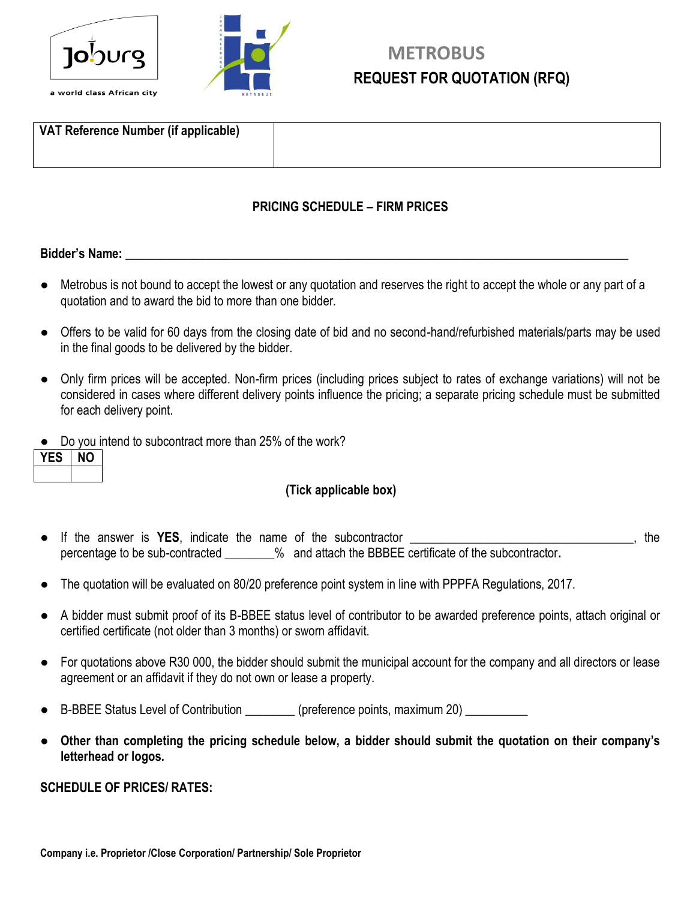# METROBUS
## REQUEST FOR QUOTATION (RFQ)

| VAT Reference Number (if applicable) | |
|---|---|

### PRICING SCHEDULE – FIRM PRICES

**Bidder's Name:** ___________________________________________________________________________

- Metrobus is not bound to accept the lowest or any quotation and reserves the right to accept the whole or any part of a quotation and to award the bid to more than one bidder.
- Offers to be valid for 60 days from the closing date of bid and no second-hand/refurbished materials/parts may be used in the final goods to be delivered by the bidder.
- Only firm prices will be accepted. Non-firm prices (including prices subject to rates of exchange variations) will not be considered in cases where different delivery points influence the pricing; a separate pricing schedule must be submitted for each delivery point.
- Do you intend to subcontract more than 25% of the work?

| YES | NO |
|---|---|
| | |

**(Tick applicable box)**

- If the answer is **YES**, indicate the name of the subcontractor ___________________________________, the percentage to be sub-contracted ________% and attach the BBBEE certificate of the subcontractor**.**
- The quotation will be evaluated on 80/20 preference point system in line with PPPFA Regulations, 2017.
- A bidder must submit proof of its B-BBEE status level of contributor to be awarded preference points, attach original or certified certificate (not older than 3 months) or sworn affidavit.
- For quotations above R30 000, the bidder should submit the municipal account for the company and all directors or lease agreement or an affidavit if they do not own or lease a property.
- B-BBEE Status Level of Contribution ________ (preference points, maximum 20) __________
- **Other than completing the pricing schedule below, a bidder should submit the quotation on their company's letterhead or logos.**

**SCHEDULE OF PRICES/ RATES:**

**Company i.e. Proprietor /Close Corporation/ Partnership/ Sole Proprietor**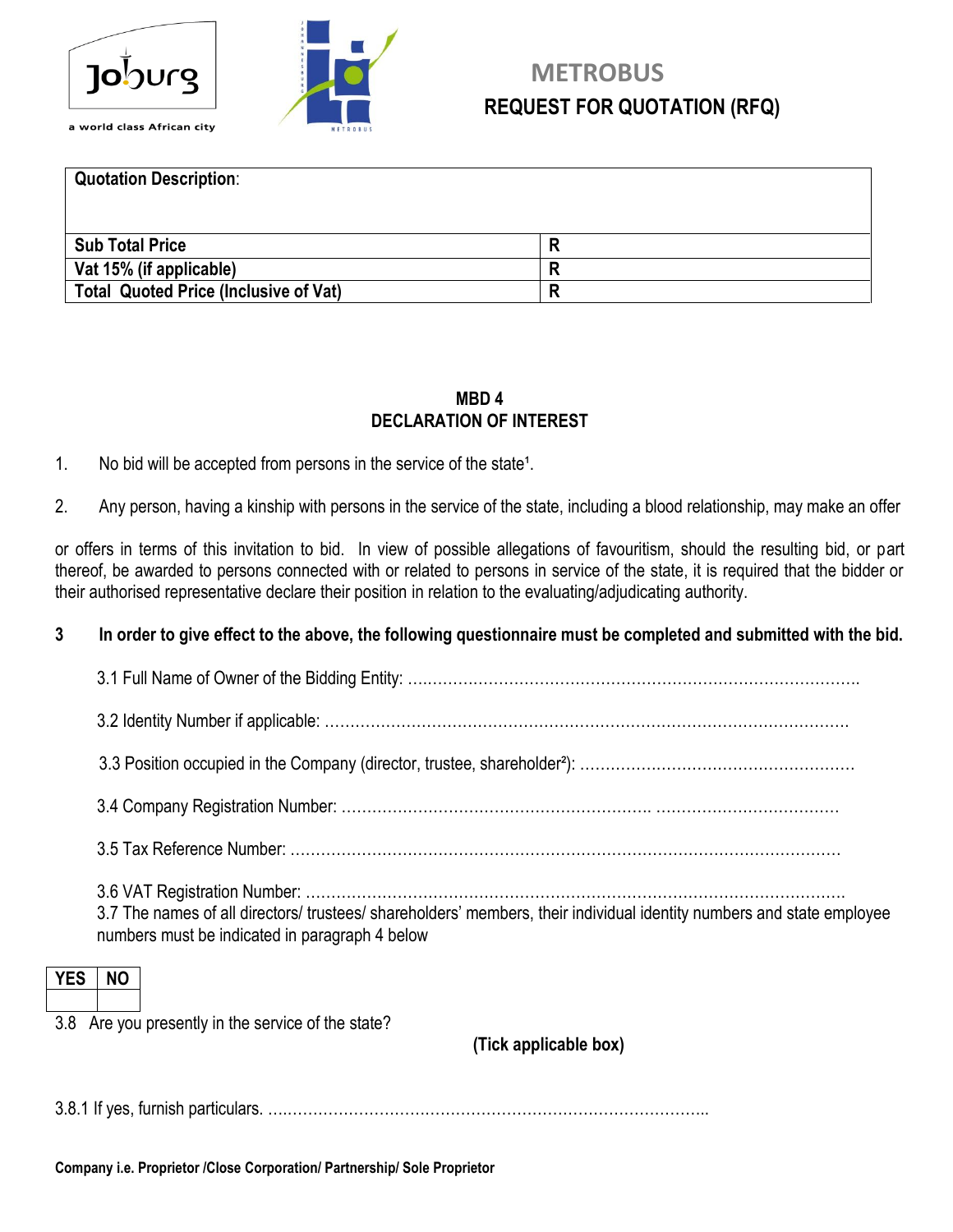# METROBUS
## REQUEST FOR QUOTATION (RFQ)

| **Quotation Description**: | |
|---|---|
| **Sub Total Price** | **R** |
| **Vat 15% (if applicable)** | **R** |
| **Total Quoted Price (Inclusive of Vat)** | **R** |

### MBD 4
### DECLARATION OF INTEREST

1. No bid will be accepted from persons in the service of the state[1].

2. Any person, having a kinship with persons in the service of the state, including a blood relationship, may make an offer or offers in terms of this invitation to bid. In view of possible allegations of favouritism, should the resulting bid, or part thereof, be awarded to persons connected with or related to persons in service of the state, it is required that the bidder or their authorised representative declare their position in relation to the evaluating/adjudicating authority.

3 **In order to give effect to the above, the following questionnaire must be completed and submitted with the bid.**

3.1 Full Name of Owner of the Bidding Entity: …………………………………………………………………………….

3.2 Identity Number if applicable: ………………………………………………………………………………………….

3.3 Position occupied in the Company (director, trustee, shareholder[2]): ………………………………………………

3.4 Company Registration Number: ……………………………………………………. ………………………………

3.5 Tax Reference Number: ………………………………………………………………………………………………

3.6 VAT Registration Number: ……………………………………………………………………………………………

3.7 The names of all directors/ trustees/ shareholders' members, their individual identity numbers and state employee numbers must be indicated in paragraph 4 below

| YES | NO |
|---|---|
| | |

3.8 Are you presently in the service of the state?

**(Tick applicable box)**

3.8.1 If yes, furnish particulars. ………………………………………………………………………………..

**Company i.e. Proprietor /Close Corporation/ Partnership/ Sole Proprietor**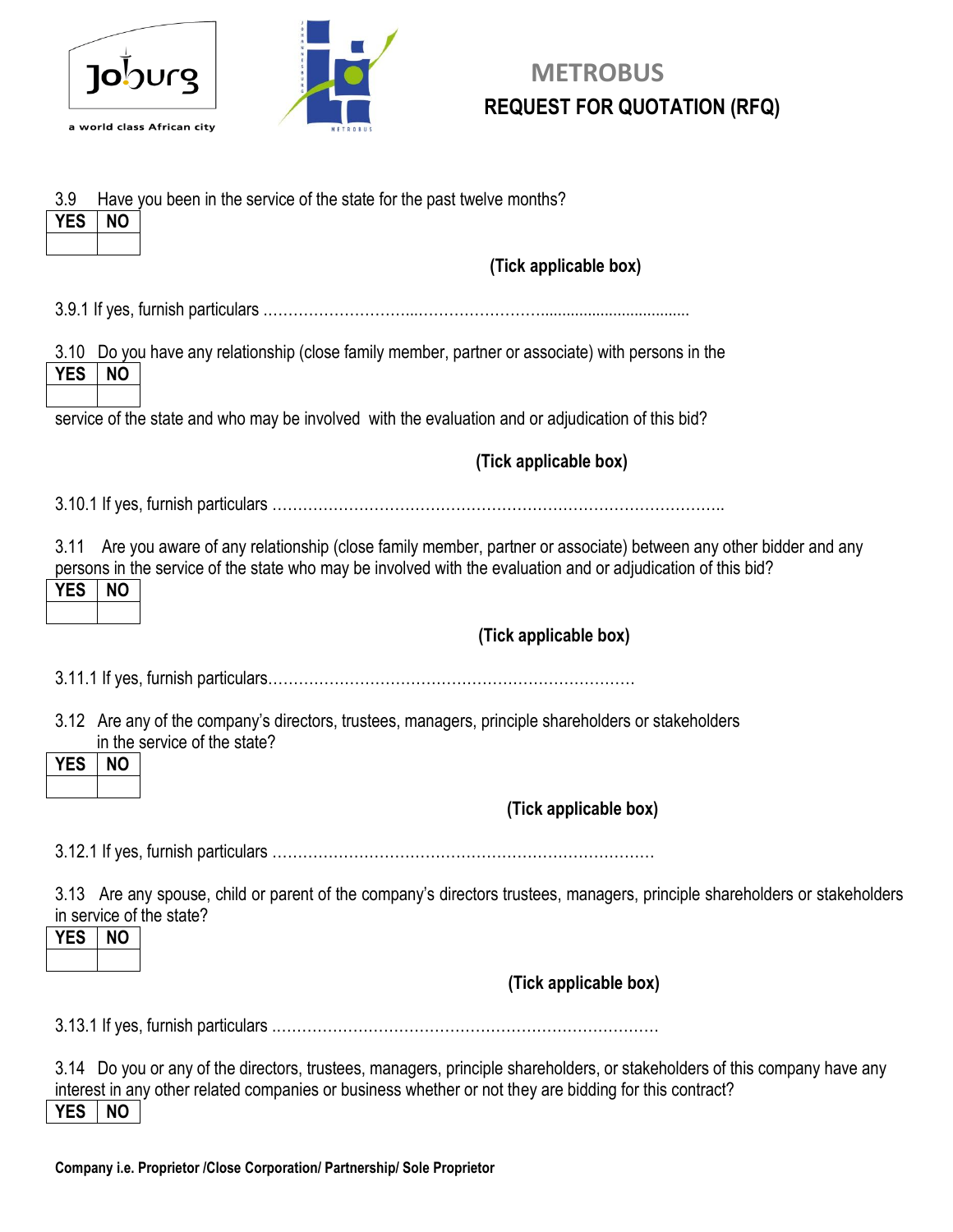# METROBUS
## REQUEST FOR QUOTATION (RFQ)

3.9 Have you been in the service of the state for the past twelve months?

| YES | NO |
| --- | --- |
| | |

**(Tick applicable box)**

3.9.1 If yes, furnish particulars ………………………...……………………..................................

3.10 Do you have any relationship (close family member, partner or associate) with persons in the service of the state and who may be involved with the evaluation and or adjudication of this bid?

| YES | NO |
| --- | --- |
| | |

**(Tick applicable box)**

3.10.1 If yes, furnish particulars ……………………………………………………………………………..

3.11 Are you aware of any relationship (close family member, partner or associate) between any other bidder and any persons in the service of the state who may be involved with the evaluation and or adjudication of this bid?

| YES | NO |
| --- | --- |
| | |

**(Tick applicable box)**

3.11.1 If yes, furnish particulars………………………………………………………………

3.12 Are any of the company's directors, trustees, managers, principle shareholders or stakeholders in the service of the state?

| YES | NO |
| --- | --- |
| | |

**(Tick applicable box)**

3.12.1 If yes, furnish particulars …………………………………………………………………

3.13 Are any spouse, child or parent of the company's directors trustees, managers, principle shareholders or stakeholders in service of the state?

| YES | NO |
| --- | --- |
| | |

**(Tick applicable box)**

3.13.1 If yes, furnish particulars …………………………………………………………………

3.14 Do you or any of the directors, trustees, managers, principle shareholders, or stakeholders of this company have any interest in any other related companies or business whether or not they are bidding for this contract?

| YES | NO |
| --- | --- |

**Company i.e. Proprietor /Close Corporation/ Partnership/ Sole Proprietor**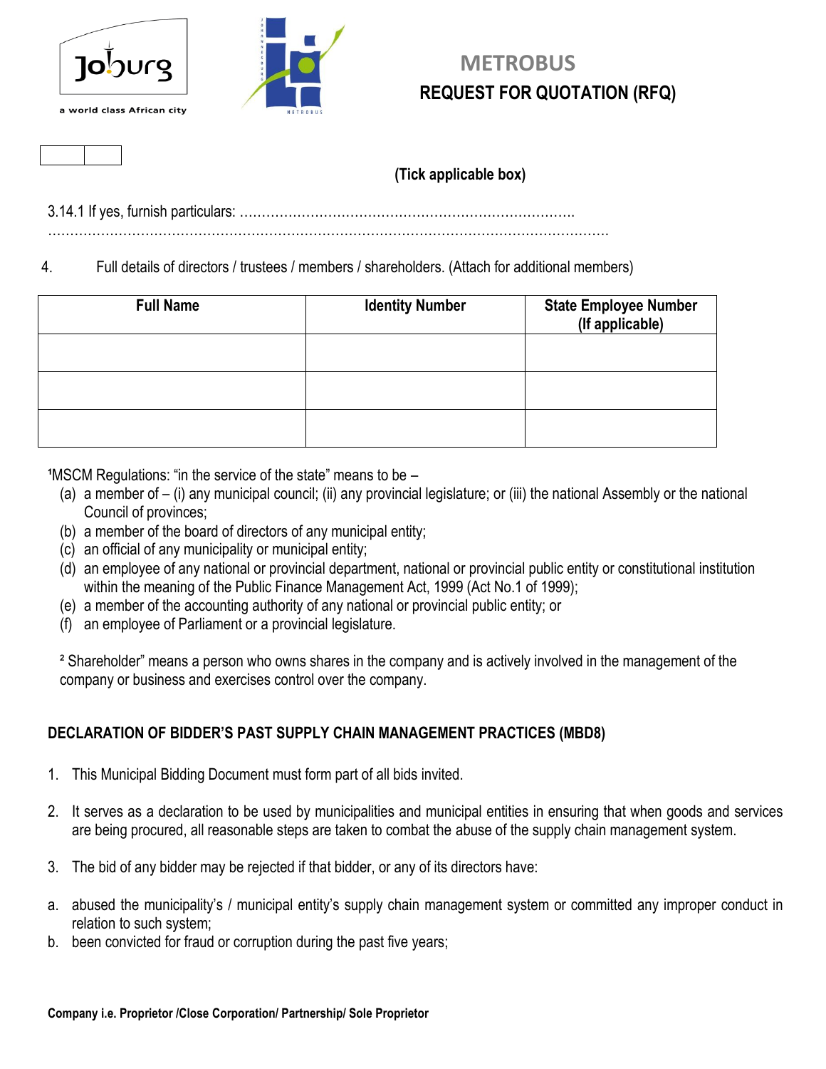METROBUS

**REQUEST FOR QUOTATION (RFQ)**

| | |
|---|---|

**(Tick applicable box)**

3.14.1 If yes, furnish particulars: ………………………………………………………………….
…………………………………………………………………………………………………………

4. Full details of directors / trustees / members / shareholders. (Attach for additional members)

| Full Name | Identity Number | State Employee Number (If applicable) |
|---|---|---|
| | | |
| | | |
| | | |

[1]MSCM Regulations: "in the service of the state" means to be –

(a) a member of – (i) any municipal council; (ii) any provincial legislature; or (iii) the national Assembly or the national Council of provinces;
(b) a member of the board of directors of any municipal entity;
(c) an official of any municipality or municipal entity;
(d) an employee of any national or provincial department, national or provincial public entity or constitutional institution within the meaning of the Public Finance Management Act, 1999 (Act No.1 of 1999);
(e) a member of the accounting authority of any national or provincial public entity; or
(f) an employee of Parliament or a provincial legislature.

[2] Shareholder" means a person who owns shares in the company and is actively involved in the management of the company or business and exercises control over the company.

**DECLARATION OF BIDDER'S PAST SUPPLY CHAIN MANAGEMENT PRACTICES (MBD8)**

1. This Municipal Bidding Document must form part of all bids invited.

2. It serves as a declaration to be used by municipalities and municipal entities in ensuring that when goods and services are being procured, all reasonable steps are taken to combat the abuse of the supply chain management system.

3. The bid of any bidder may be rejected if that bidder, or any of its directors have:

a. abused the municipality's / municipal entity's supply chain management system or committed any improper conduct in relation to such system;
b. been convicted for fraud or corruption during the past five years;

**Company i.e. Proprietor /Close Corporation/ Partnership/ Sole Proprietor**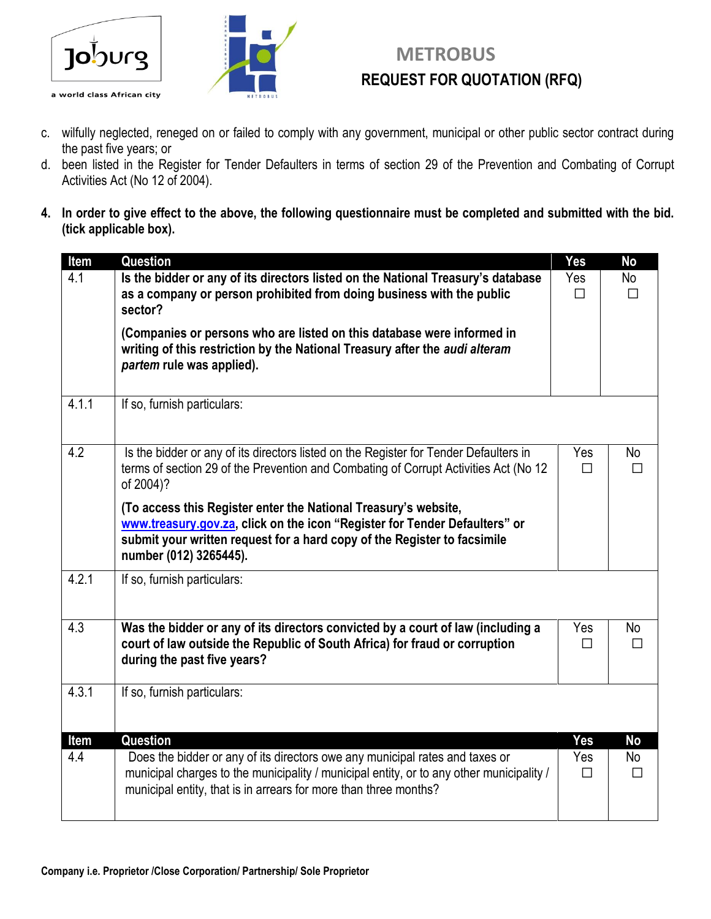c. wilfully neglected, reneged on or failed to comply with any government, municipal or other public sector contract during the past five years; or

d. been listed in the Register for Tender Defaulters in terms of section 29 of the Prevention and Combating of Corrupt Activities Act (No 12 of 2004).

4. **In order to give effect to the above, the following questionnaire must be completed and submitted with the bid. (tick applicable box).**

| Item | Question | Yes | No |
|---|---|---|---|
| 4.1 | **Is the bidder or any of its directors listed on the National Treasury's database as a company or person prohibited from doing business with the public sector?** <br><br> **(Companies or persons who are listed on this database were informed in writing of this restriction by the National Treasury after the *audi alteram partem* rule was applied).** | Yes ☐ | No ☐ |
| 4.1.1 | If so, furnish particulars: | | |
| 4.2 | Is the bidder or any of its directors listed on the Register for Tender Defaulters in terms of section 29 of the Prevention and Combating of Corrupt Activities Act (No 12 of 2004)? <br><br> **(To access this Register enter the National Treasury's website, www.treasury.gov.za, click on the icon "Register for Tender Defaulters" or submit your written request for a hard copy of the Register to facsimile number (012) 3265445).** | Yes ☐ | No ☐ |
| 4.2.1 | If so, furnish particulars: | | |
| 4.3 | **Was the bidder or any of its directors convicted by a court of law (including a court of law outside the Republic of South Africa) for fraud or corruption during the past five years?** | Yes ☐ | No ☐ |
| 4.3.1 | If so, furnish particulars: | | |
| **Item** | **Question** | **Yes** | **No** |
| 4.4 | Does the bidder or any of its directors owe any municipal rates and taxes or municipal charges to the municipality / municipal entity, or to any other municipality / municipal entity, that is in arrears for more than three months? | Yes ☐ | No ☐ |

**Company i.e. Proprietor /Close Corporation/ Partnership/ Sole Proprietor**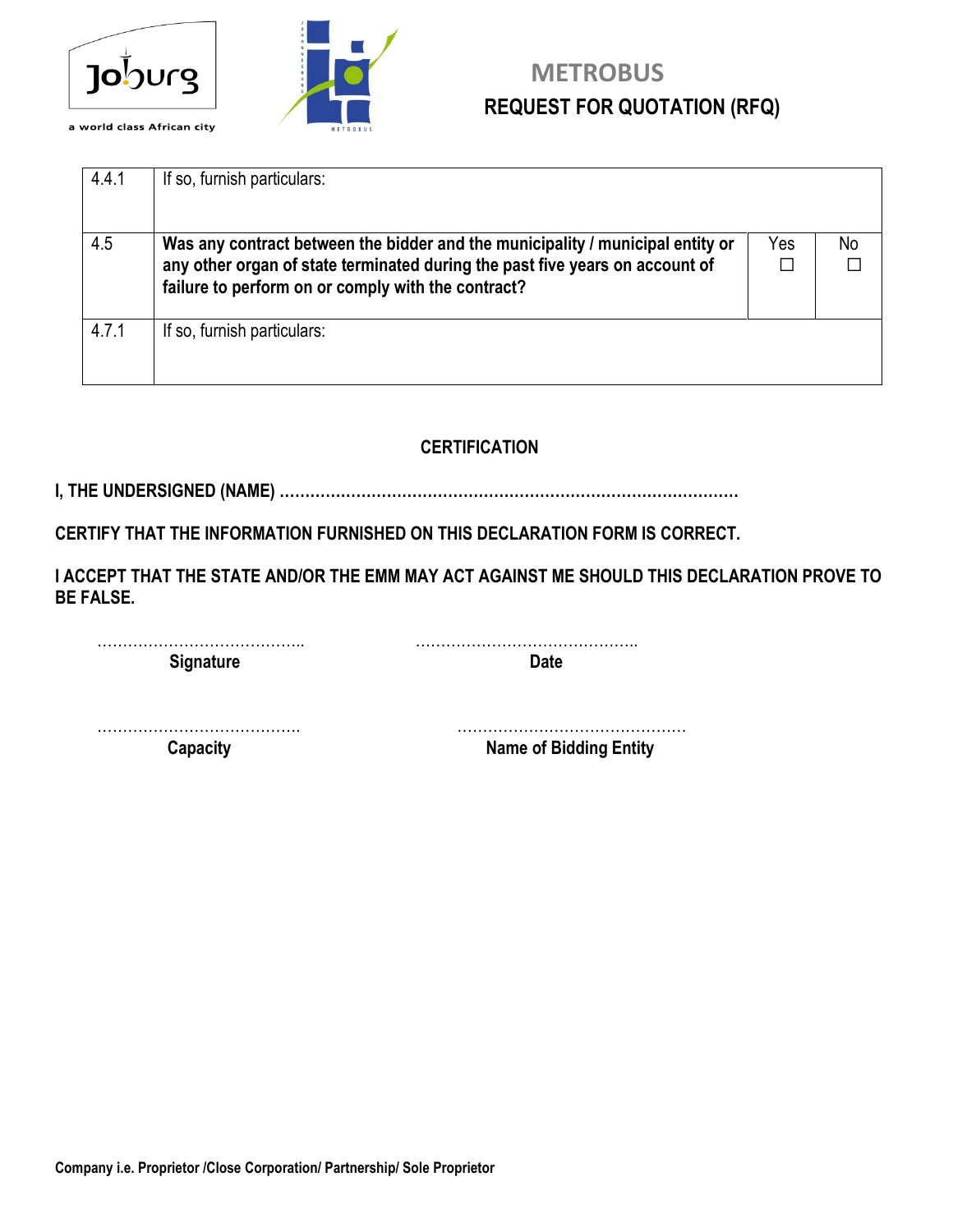| | | | |
|---|---|---|---|
| 4.4.1 | If so, furnish particulars: | | |
| 4.5 | **Was any contract between the bidder and the municipality / municipal entity or any other organ of state terminated during the past five years on account of failure to perform on or comply with the contract?** | Yes ☐ | No ☐ |
| 4.7.1 | If so, furnish particulars: | | |

## CERTIFICATION

**I, THE UNDERSIGNED (NAME) ………………………………………………………………………………**

**CERTIFY THAT THE INFORMATION FURNISHED ON THIS DECLARATION FORM IS CORRECT.**

**I ACCEPT THAT THE STATE AND/OR THE EMM MAY ACT AGAINST ME SHOULD THIS DECLARATION PROVE TO BE FALSE.**

………………………………….. ……………………………………..
**Signature** **Date**

…………………………………. ……………………………………..
**Capacity** **Name of Bidding Entity**

**Company i.e. Proprietor /Close Corporation/ Partnership/ Sole Proprietor**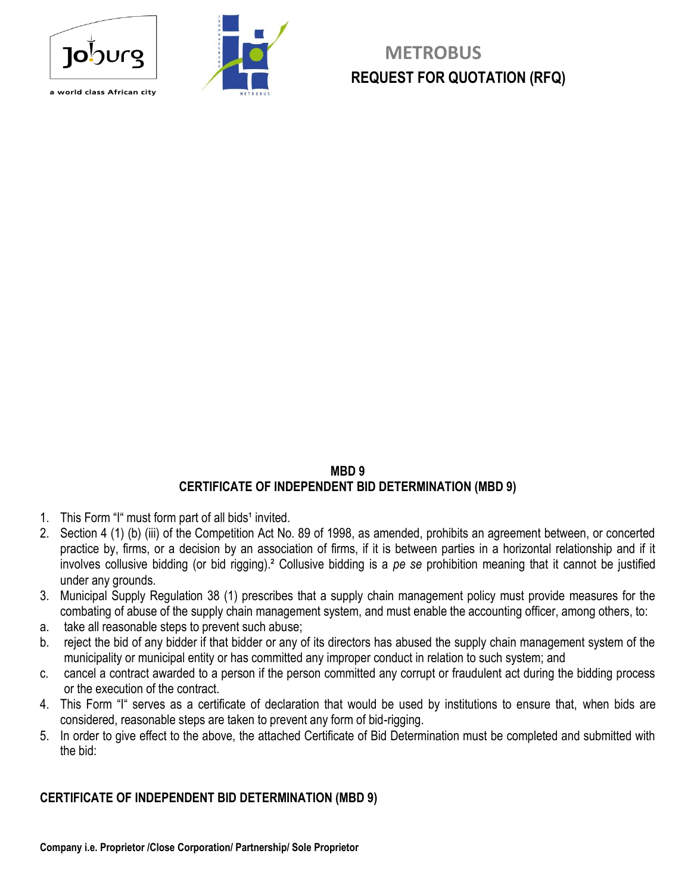# METROBUS

## REQUEST FOR QUOTATION (RFQ)

### MBD 9

### CERTIFICATE OF INDEPENDENT BID DETERMINATION (MBD 9)

1. This Form "I" must form part of all bids[1] invited.
2. Section 4 (1) (b) (iii) of the Competition Act No. 89 of 1998, as amended, prohibits an agreement between, or concerted practice by, firms, or a decision by an association of firms, if it is between parties in a horizontal relationship and if it involves collusive bidding (or bid rigging).[2] Collusive bidding is a *pe se* prohibition meaning that it cannot be justified under any grounds.
3. Municipal Supply Regulation 38 (1) prescribes that a supply chain management policy must provide measures for the combating of abuse of the supply chain management system, and must enable the accounting officer, among others, to:

a. take all reasonable steps to prevent such abuse;

b. reject the bid of any bidder if that bidder or any of its directors has abused the supply chain management system of the municipality or municipal entity or has committed any improper conduct in relation to such system; and

c. cancel a contract awarded to a person if the person committed any corrupt or fraudulent act during the bidding process or the execution of the contract.

4. This Form "I" serves as a certificate of declaration that would be used by institutions to ensure that, when bids are considered, reasonable steps are taken to prevent any form of bid-rigging.
5. In order to give effect to the above, the attached Certificate of Bid Determination must be completed and submitted with the bid:

### CERTIFICATE OF INDEPENDENT BID DETERMINATION (MBD 9)

**Company i.e. Proprietor /Close Corporation/ Partnership/ Sole Proprietor**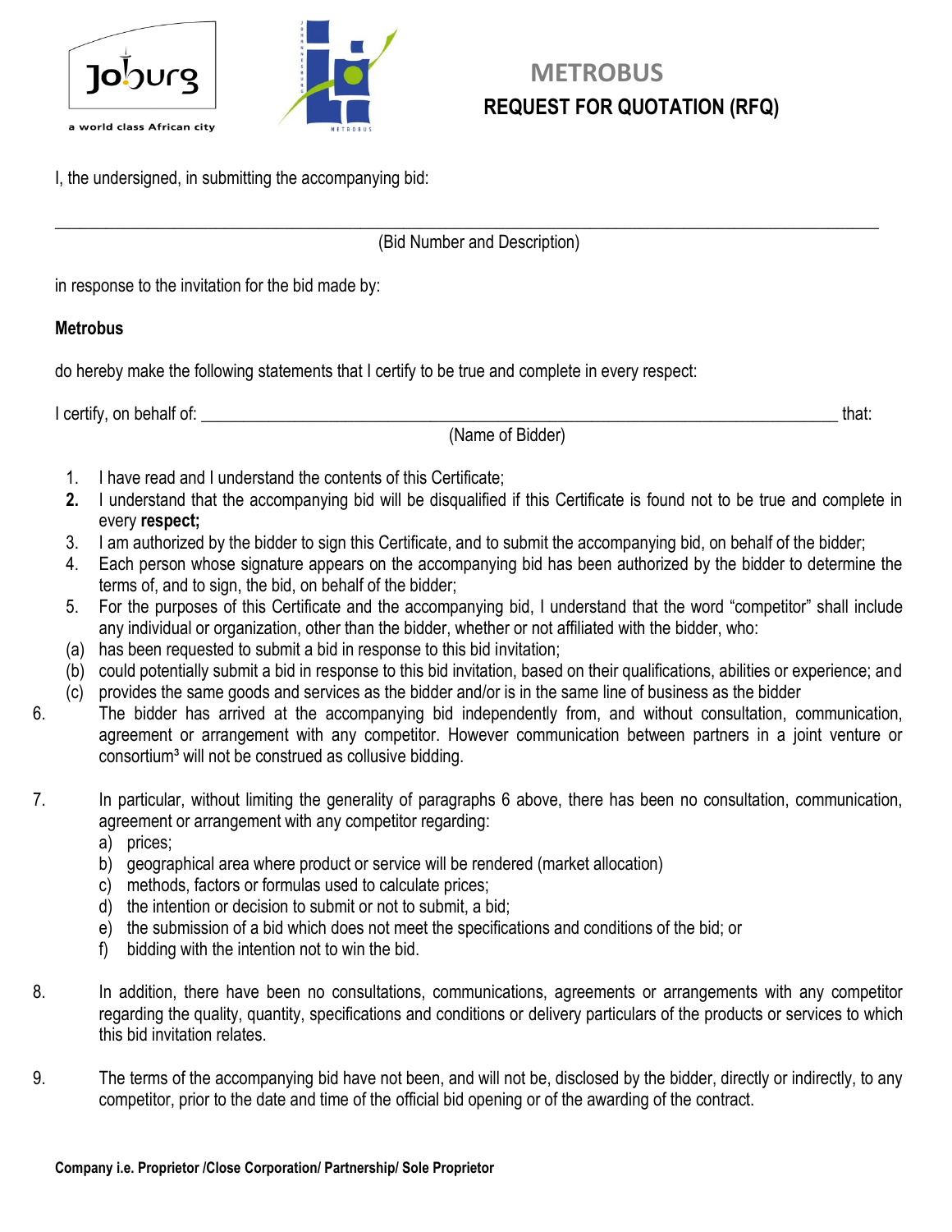# METROBUS

## REQUEST FOR QUOTATION (RFQ)

I, the undersigned, in submitting the accompanying bid:

_______________________________________________________________________________________

(Bid Number and Description)

in response to the invitation for the bid made by:

**Metrobus**

do hereby make the following statements that I certify to be true and complete in every respect:

I certify, on behalf of: _______________________________________________________________ that:

(Name of Bidder)

1. I have read and I understand the contents of this Certificate;
2. I understand that the accompanying bid will be disqualified if this Certificate is found not to be true and complete in every **respect;**
3. I am authorized by the bidder to sign this Certificate, and to submit the accompanying bid, on behalf of the bidder;
4. Each person whose signature appears on the accompanying bid has been authorized by the bidder to determine the terms of, and to sign, the bid, on behalf of the bidder;
5. For the purposes of this Certificate and the accompanying bid, I understand that the word "competitor" shall include any individual or organization, other than the bidder, whether or not affiliated with the bidder, who:
   (a) has been requested to submit a bid in response to this bid invitation;
   (b) could potentially submit a bid in response to this bid invitation, based on their qualifications, abilities or experience; and
   (c) provides the same goods and services as the bidder and/or is in the same line of business as the bidder
6. The bidder has arrived at the accompanying bid independently from, and without consultation, communication, agreement or arrangement with any competitor. However communication between partners in a joint venture or consortium[3] will not be construed as collusive bidding.
7. In particular, without limiting the generality of paragraphs 6 above, there has been no consultation, communication, agreement or arrangement with any competitor regarding:
   a) prices;
   b) geographical area where product or service will be rendered (market allocation)
   c) methods, factors or formulas used to calculate prices;
   d) the intention or decision to submit or not to submit, a bid;
   e) the submission of a bid which does not meet the specifications and conditions of the bid; or
   f) bidding with the intention not to win the bid.
8. In addition, there have been no consultations, communications, agreements or arrangements with any competitor regarding the quality, quantity, specifications and conditions or delivery particulars of the products or services to which this bid invitation relates.
9. The terms of the accompanying bid have not been, and will not be, disclosed by the bidder, directly or indirectly, to any competitor, prior to the date and time of the official bid opening or of the awarding of the contract.

**Company i.e. Proprietor /Close Corporation/ Partnership/ Sole Proprietor**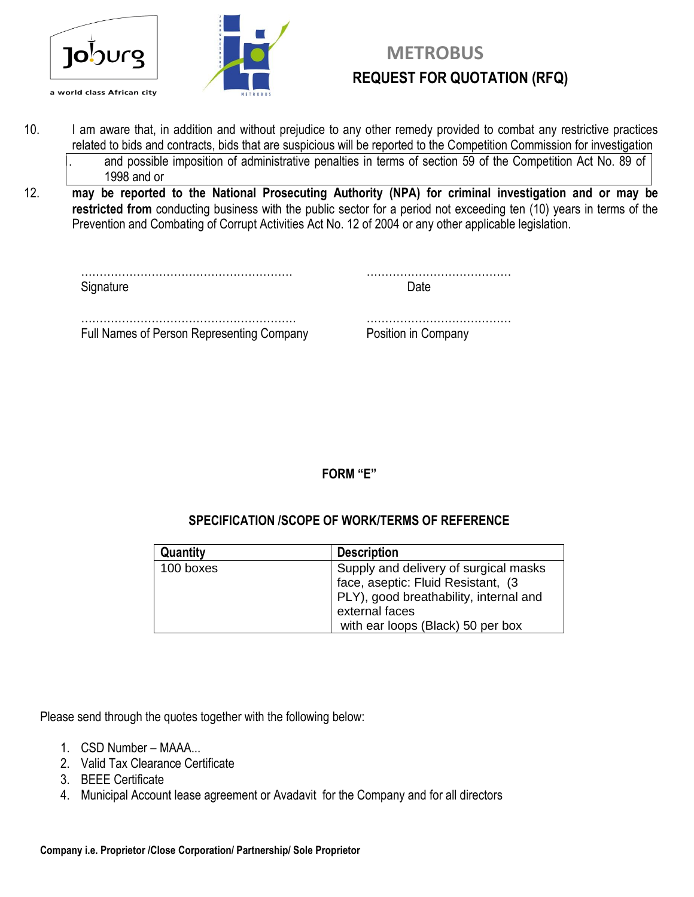METROBUS

**REQUEST FOR QUOTATION (RFQ)**

10. I am aware that, in addition and without prejudice to any other remedy provided to combat any restrictive practices related to bids and contracts, bids that are suspicious will be reported to the Competition Commission for investigation

. and possible imposition of administrative penalties in terms of section 59 of the Competition Act No. 89 of 1998 and or

12. **may be reported to the National Prosecuting Authority (NPA) for criminal investigation and or may be restricted from** conducting business with the public sector for a period not exceeding ten (10) years in terms of the Prevention and Combating of Corrupt Activities Act No. 12 of 2004 or any other applicable legislation.

………………………………………………… Signature

………………………………… Date

………………………………………………… Full Names of Person Representing Company

………………………………… Position in Company

**FORM "E"**

**SPECIFICATION /SCOPE OF WORK/TERMS OF REFERENCE**

| Quantity | Description |
|---|---|
| 100 boxes | Supply and delivery of surgical masks face, aseptic: Fluid Resistant, (3 PLY), good breathability, internal and external faces with ear loops (Black) 50 per box |

Please send through the quotes together with the following below:

1. CSD Number – MAAA...
2. Valid Tax Clearance Certificate
3. BEEE Certificate
4. Municipal Account lease agreement or Avadavit for the Company and for all directors

**Company i.e. Proprietor /Close Corporation/ Partnership/ Sole Proprietor**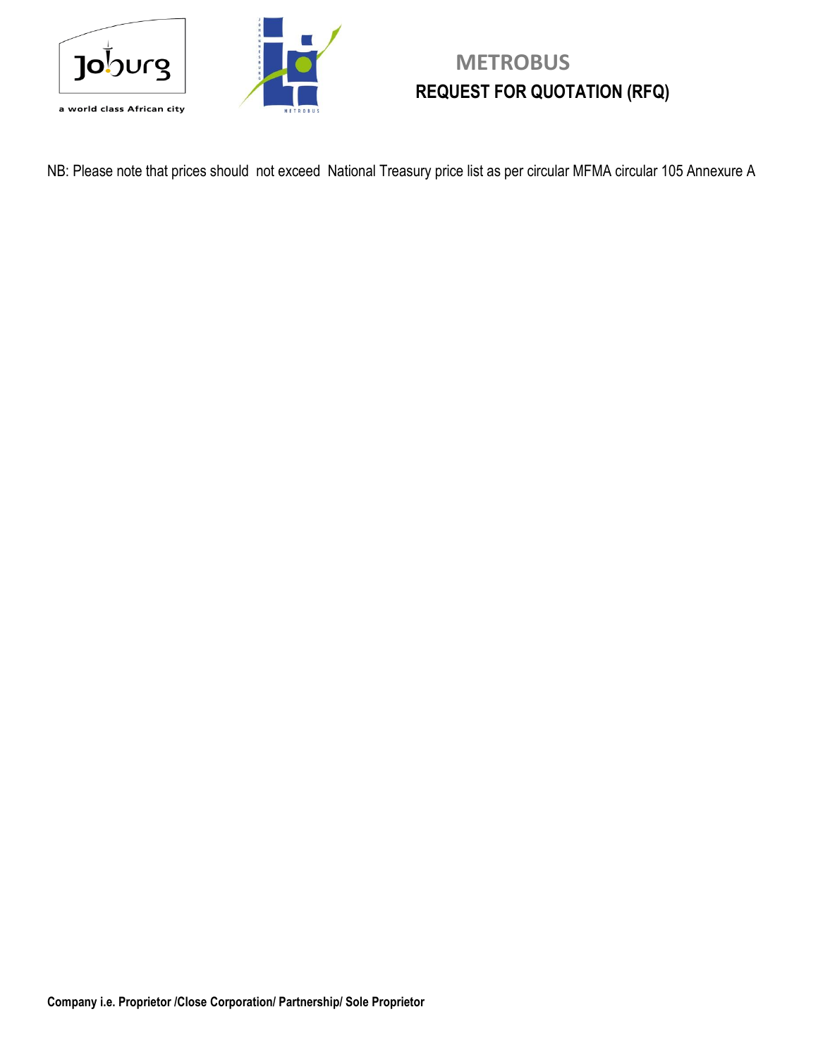# METROBUS

## REQUEST FOR QUOTATION (RFQ)

NB: Please note that prices should not exceed National Treasury price list as per circular MFMA circular 105 Annexure A

**Company i.e. Proprietor /Close Corporation/ Partnership/ Sole Proprietor**